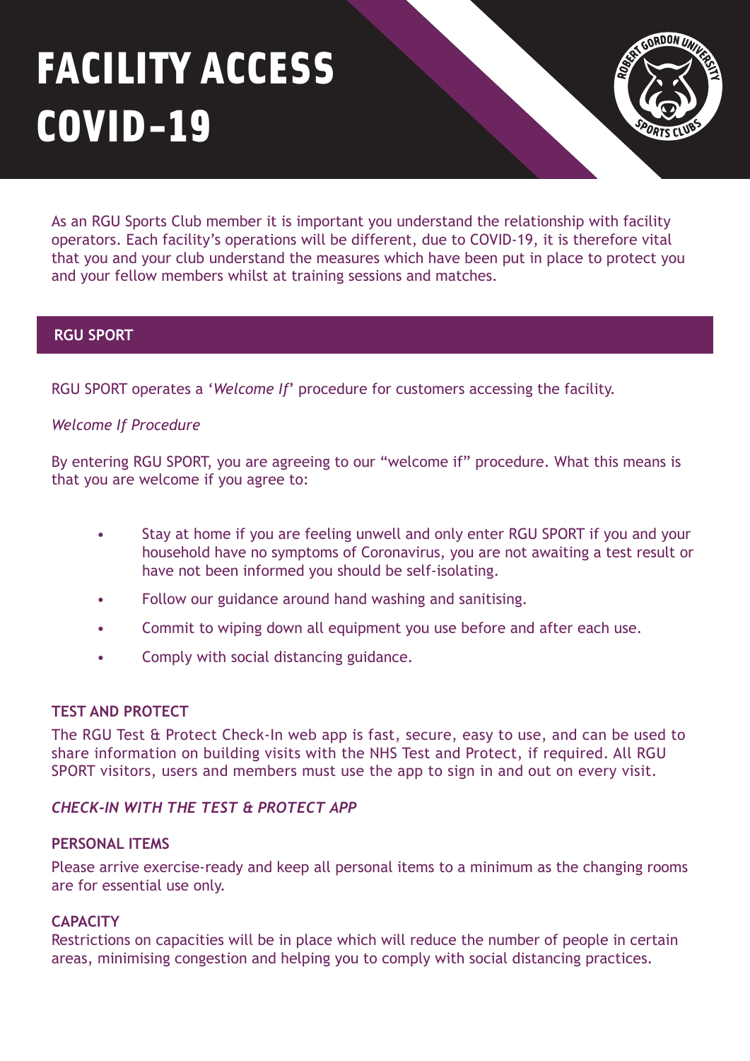# FACILITY ACCESS COVID-19

As an RGU Sports Club member it is important you understand the relationship with facility operators. Each facility's operations will be different, due to COVID-19, it is therefore vital that you and your club understand the measures which have been put in place to protect you and your fellow members whilst at training sessions and matches.

## RGU SPORT

RGU SPORT operates a '*Welcome If*' procedure for customers accessing the facility.

*Welcome If Procedure*

By entering RGU SPORT, you are agreeing to our "welcome if" procedure. What this means is that you are welcome if you agree to:

- Stay at home if you are feeling unwell and only enter RGU SPORT if you and your household have no symptoms of Coronavirus, you are not awaiting a test result or have not been informed you should be self-isolating.
- Follow our guidance around hand washing and sanitising.
- Commit to wiping down all equipment you use before and after each use.
- Comply with social distancing guidance.

### TEST AND PROTECT

The RGU Test & Protect Check-In web app is fast, secure, easy to use, and can be used to share information on building visits with the NHS Test and Protect, if required. All RGU SPORT visitors, users and members must use the app to sign in and out on every visit.

***CHECK-IN WITH THE TEST & PROTECT APP***

### PERSONAL ITEMS

Please arrive exercise-ready and keep all personal items to a minimum as the changing rooms are for essential use only.

### CAPACITY

Restrictions on capacities will be in place which will reduce the number of people in certain areas, minimising congestion and helping you to comply with social distancing practices.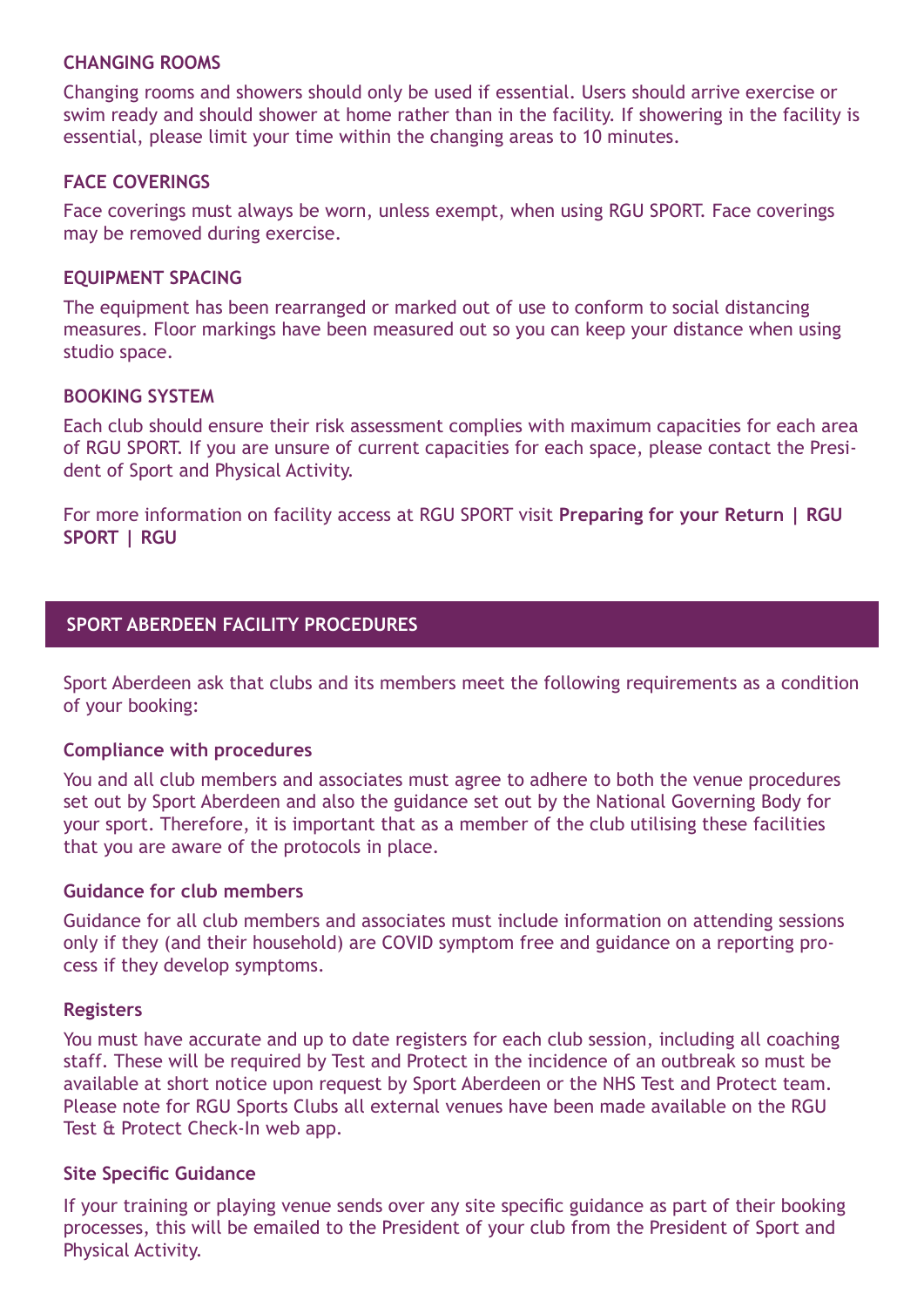### CHANGING ROOMS

Changing rooms and showers should only be used if essential. Users should arrive exercise or swim ready and should shower at home rather than in the facility. If showering in the facility is essential, please limit your time within the changing areas to 10 minutes.

### FACE COVERINGS

Face coverings must always be worn, unless exempt, when using RGU SPORT. Face coverings may be removed during exercise.

### EQUIPMENT SPACING

The equipment has been rearranged or marked out of use to conform to social distancing measures. Floor markings have been measured out so you can keep your distance when using studio space.

### BOOKING SYSTEM

Each club should ensure their risk assessment complies with maximum capacities for each area of RGU SPORT. If you are unsure of current capacities for each space, please contact the President of Sport and Physical Activity.

For more information on facility access at RGU SPORT visit **Preparing for your Return | RGU SPORT | RGU**

## SPORT ABERDEEN FACILITY PROCEDURES

Sport Aberdeen ask that clubs and its members meet the following requirements as a condition of your booking:

### Compliance with procedures

You and all club members and associates must agree to adhere to both the venue procedures set out by Sport Aberdeen and also the guidance set out by the National Governing Body for your sport. Therefore, it is important that as a member of the club utilising these facilities that you are aware of the protocols in place.

### Guidance for club members

Guidance for all club members and associates must include information on attending sessions only if they (and their household) are COVID symptom free and guidance on a reporting process if they develop symptoms.

### Registers

You must have accurate and up to date registers for each club session, including all coaching staff. These will be required by Test and Protect in the incidence of an outbreak so must be available at short notice upon request by Sport Aberdeen or the NHS Test and Protect team. Please note for RGU Sports Clubs all external venues have been made available on the RGU Test & Protect Check-In web app.

### Site Specific Guidance

If your training or playing venue sends over any site specific guidance as part of their booking processes, this will be emailed to the President of your club from the President of Sport and Physical Activity.